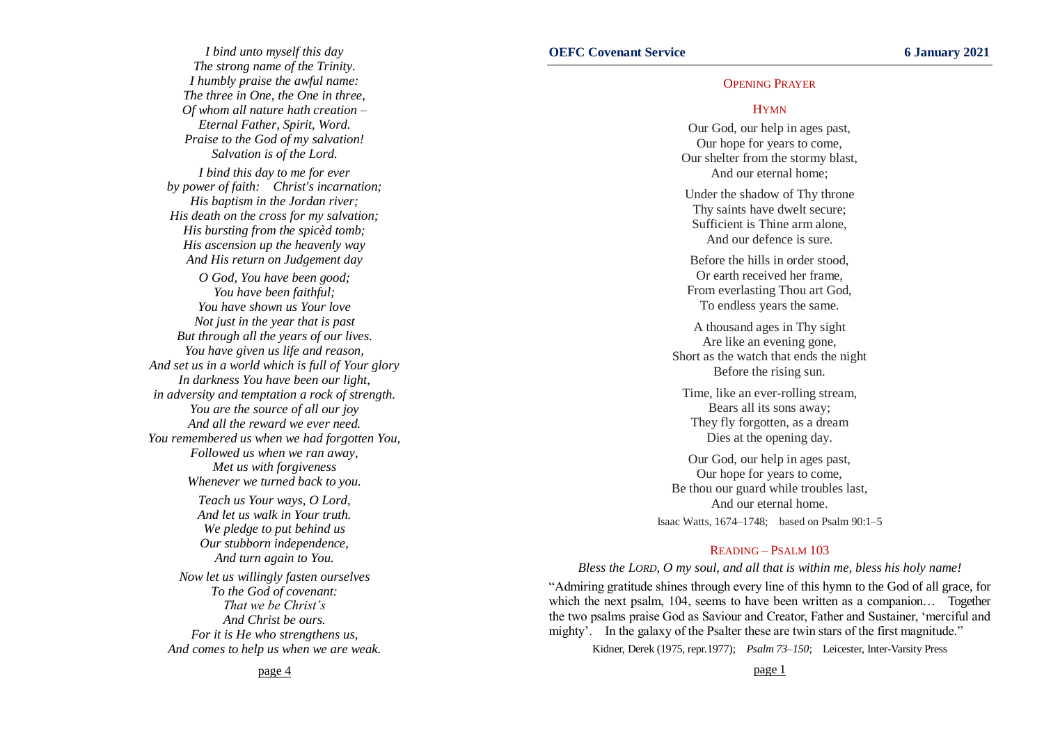*I bind unto myself this day*
*The strong name of the Trinity.*
*I humbly praise the awful name:*
*The three in One, the One in three,*
*Of whom all nature hath creation –*
*Eternal Father, Spirit, Word.*
*Praise to the God of my salvation!*
*Salvation is of the Lord.*

*I bind this day to me for ever*
*by power of faith: Christ's incarnation;*
*His baptism in the Jordan river;*
*His death on the cross for my salvation;*
*His bursting from the spicèd tomb;*
*His ascension up the heavenly way*
*And His return on Judgement day*

*O God, You have been good;*
*You have been faithful;*
*You have shown us Your love*
*Not just in the year that is past*
*But through all the years of our lives.*
*You have given us life and reason,*
*And set us in a world which is full of Your glory*
*In darkness You have been our light,*
*in adversity and temptation a rock of strength.*
*You are the source of all our joy*
*And all the reward we ever need.*
*You remembered us when we had forgotten You,*
*Followed us when we ran away,*
*Met us with forgiveness*
*Whenever we turned back to you.*

*Teach us Your ways, O Lord,*
*And let us walk in Your truth.*
*We pledge to put behind us*
*Our stubborn independence,*
*And turn again to You.*

*Now let us willingly fasten ourselves*
*To the God of covenant:*
*That we be Christ's*
*And Christ be ours.*
*For it is He who strengthens us,*
*And comes to help us when we are weak.*

## Opening Prayer

## Hymn

Our God, our help in ages past,
Our hope for years to come,
Our shelter from the stormy blast,
And our eternal home;

Under the shadow of Thy throne
Thy saints have dwelt secure;
Sufficient is Thine arm alone,
And our defence is sure.

Before the hills in order stood,
Or earth received her frame,
From everlasting Thou art God,
To endless years the same.

A thousand ages in Thy sight
Are like an evening gone,
Short as the watch that ends the night
Before the rising sun.

Time, like an ever-rolling stream,
Bears all its sons away;
They fly forgotten, as a dream
Dies at the opening day.

Our God, our help in ages past,
Our hope for years to come,
Be thou our guard while troubles last,
And our eternal home.

Isaac Watts, 1674–1748; based on Psalm 90:1–5

## Reading – Psalm 103

*Bless the LORD, O my soul, and all that is within me, bless his holy name!*

"Admiring gratitude shines through every line of this hymn to the God of all grace, for which the next psalm, 104, seems to have been written as a companion… Together the two psalms praise God as Saviour and Creator, Father and Sustainer, 'merciful and mighty'. In the galaxy of the Psalter these are twin stars of the first magnitude."

Kidner, Derek (1975, repr.1977); *Psalm 73–150*; Leicester, Inter-Varsity Press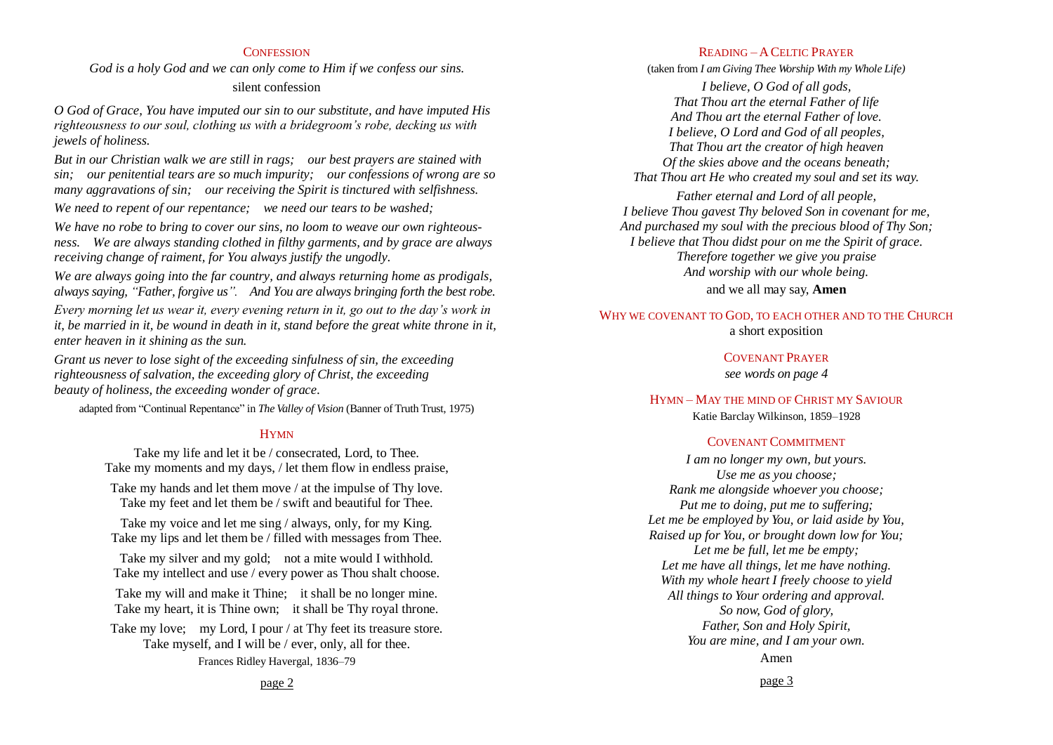## Confession

*God is a holy God and we can only come to Him if we confess our sins.*

silent confession

*O God of Grace, You have imputed our sin to our substitute, and have imputed His righteousness to our soul, clothing us with a bridegroom's robe, decking us with jewels of holiness.*

*But in our Christian walk we are still in rags; our best prayers are stained with sin; our penitential tears are so much impurity; our confessions of wrong are so many aggravations of sin; our receiving the Spirit is tinctured with selfishness.*

*We need to repent of our repentance; we need our tears to be washed;*

*We have no robe to bring to cover our sins, no loom to weave our own righteousness. We are always standing clothed in filthy garments, and by grace are always receiving change of raiment, for You always justify the ungodly.*

*We are always going into the far country, and always returning home as prodigals, always saying, "Father, forgive us". And You are always bringing forth the best robe.*

*Every morning let us wear it, every evening return in it, go out to the day's work in it, be married in it, be wound in death in it, stand before the great white throne in it, enter heaven in it shining as the sun.*

*Grant us never to lose sight of the exceeding sinfulness of sin, the exceeding righteousness of salvation, the exceeding glory of Christ, the exceeding beauty of holiness, the exceeding wonder of grace.*

adapted from "Continual Repentance" in *The Valley of Vision* (Banner of Truth Trust, 1975)

## Hymn

Take my life and let it be / consecrated, Lord, to Thee.
Take my moments and my days, / let them flow in endless praise,

Take my hands and let them move / at the impulse of Thy love.
Take my feet and let them be / swift and beautiful for Thee.

Take my voice and let me sing / always, only, for my King.
Take my lips and let them be / filled with messages from Thee.

Take my silver and my gold; not a mite would I withhold.
Take my intellect and use / every power as Thou shalt choose.

Take my will and make it Thine; it shall be no longer mine.
Take my heart, it is Thine own; it shall be Thy royal throne.

Take my love; my Lord, I pour / at Thy feet its treasure store.
Take myself, and I will be / ever, only, all for thee.

Frances Ridley Havergal, 1836–79

## Reading – A Celtic Prayer

(taken from *I am Giving Thee Worship With my Whole Life*)

*I believe, O God of all gods,*
*That Thou art the eternal Father of life*
*And Thou art the eternal Father of love.*
*I believe, O Lord and God of all peoples,*
*That Thou art the creator of high heaven*
*Of the skies above and the oceans beneath;*
*That Thou art He who created my soul and set its way.*

*Father eternal and Lord of all people,*
*I believe Thou gavest Thy beloved Son in covenant for me,*
*And purchased my soul with the precious blood of Thy Son;*
*I believe that Thou didst pour on me the Spirit of grace.*
*Therefore together we give you praise*
*And worship with our whole being.*

and we all may say, **Amen**

## Why we covenant to God, to each other and to the Church

a short exposition

## Covenant Prayer

*see words on page 4*

## Hymn – May the mind of Christ my Saviour

Katie Barclay Wilkinson, 1859–1928

## Covenant Commitment

*I am no longer my own, but yours.*
*Use me as you choose;*
*Rank me alongside whoever you choose;*
*Put me to doing, put me to suffering;*
*Let me be employed by You, or laid aside by You,*
*Raised up for You, or brought down low for You;*
*Let me be full, let me be empty;*
*Let me have all things, let me have nothing.*
*With my whole heart I freely choose to yield*
*All things to Your ordering and approval.*
*So now, God of glory,*
*Father, Son and Holy Spirit,*
*You are mine, and I am your own.*

Amen